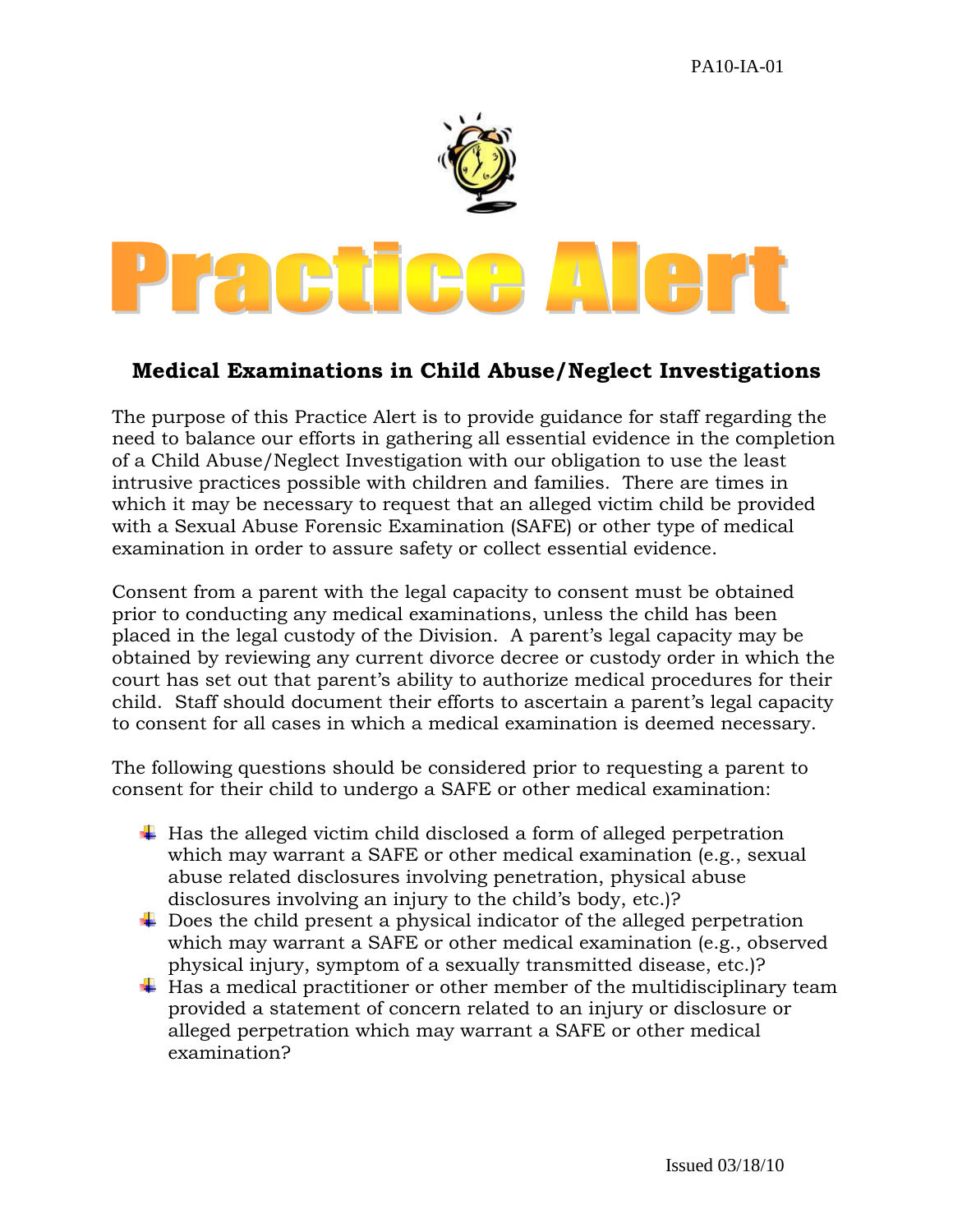PA10-IA-01

# Practice Alert

## Medical Examinations in Child Abuse/Neglect Investigations

The purpose of this Practice Alert is to provide guidance for staff regarding the need to balance our efforts in gathering all essential evidence in the completion of a Child Abuse/Neglect Investigation with our obligation to use the least intrusive practices possible with children and families. There are times in which it may be necessary to request that an alleged victim child be provided with a Sexual Abuse Forensic Examination (SAFE) or other type of medical examination in order to assure safety or collect essential evidence.

Consent from a parent with the legal capacity to consent must be obtained prior to conducting any medical examinations, unless the child has been placed in the legal custody of the Division. A parent's legal capacity may be obtained by reviewing any current divorce decree or custody order in which the court has set out that parent's ability to authorize medical procedures for their child. Staff should document their efforts to ascertain a parent's legal capacity to consent for all cases in which a medical examination is deemed necessary.

The following questions should be considered prior to requesting a parent to consent for their child to undergo a SAFE or other medical examination:

- Has the alleged victim child disclosed a form of alleged perpetration which may warrant a SAFE or other medical examination (e.g., sexual abuse related disclosures involving penetration, physical abuse disclosures involving an injury to the child's body, etc.)?
- Does the child present a physical indicator of the alleged perpetration which may warrant a SAFE or other medical examination (e.g., observed physical injury, symptom of a sexually transmitted disease, etc.)?
- Has a medical practitioner or other member of the multidisciplinary team provided a statement of concern related to an injury or disclosure or alleged perpetration which may warrant a SAFE or other medical examination?

Issued 03/18/10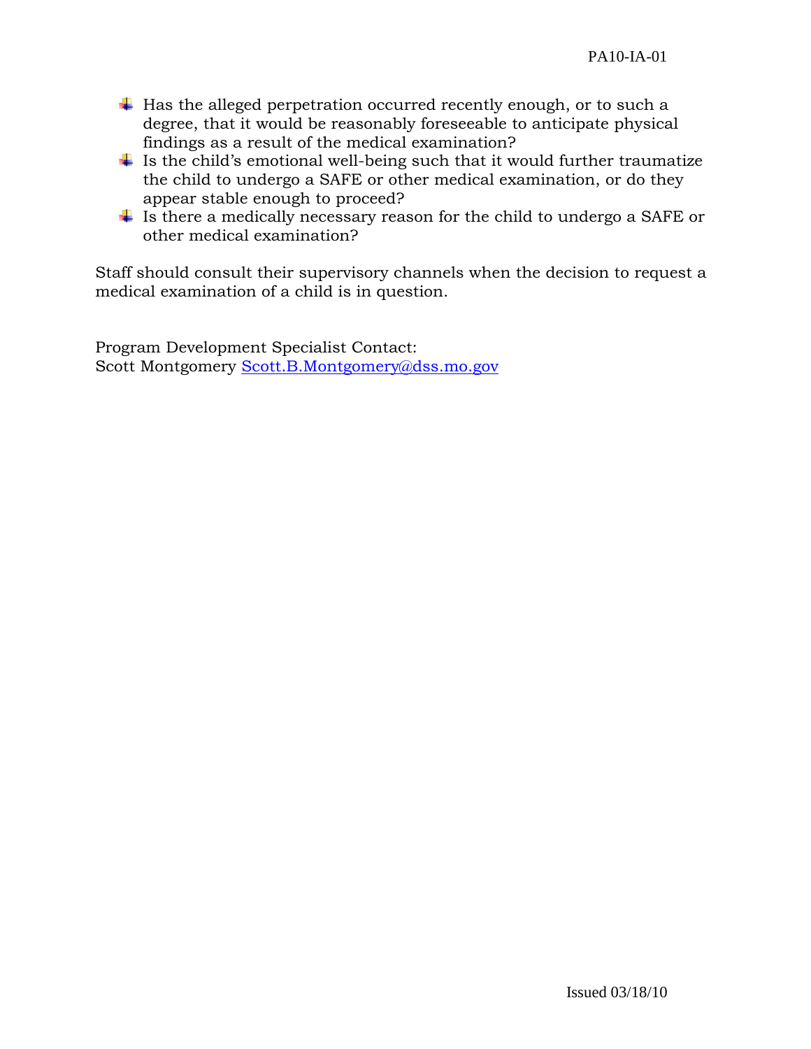- Has the alleged perpetration occurred recently enough, or to such a degree, that it would be reasonably foreseeable to anticipate physical findings as a result of the medical examination?
- Is the child's emotional well-being such that it would further traumatize the child to undergo a SAFE or other medical examination, or do they appear stable enough to proceed?
- Is there a medically necessary reason for the child to undergo a SAFE or other medical examination?

Staff should consult their supervisory channels when the decision to request a medical examination of a child is in question.

Program Development Specialist Contact:
Scott Montgomery [Scott.B.Montgomery@dss.mo.gov](mailto:Scott.B.Montgomery@dss.mo.gov)